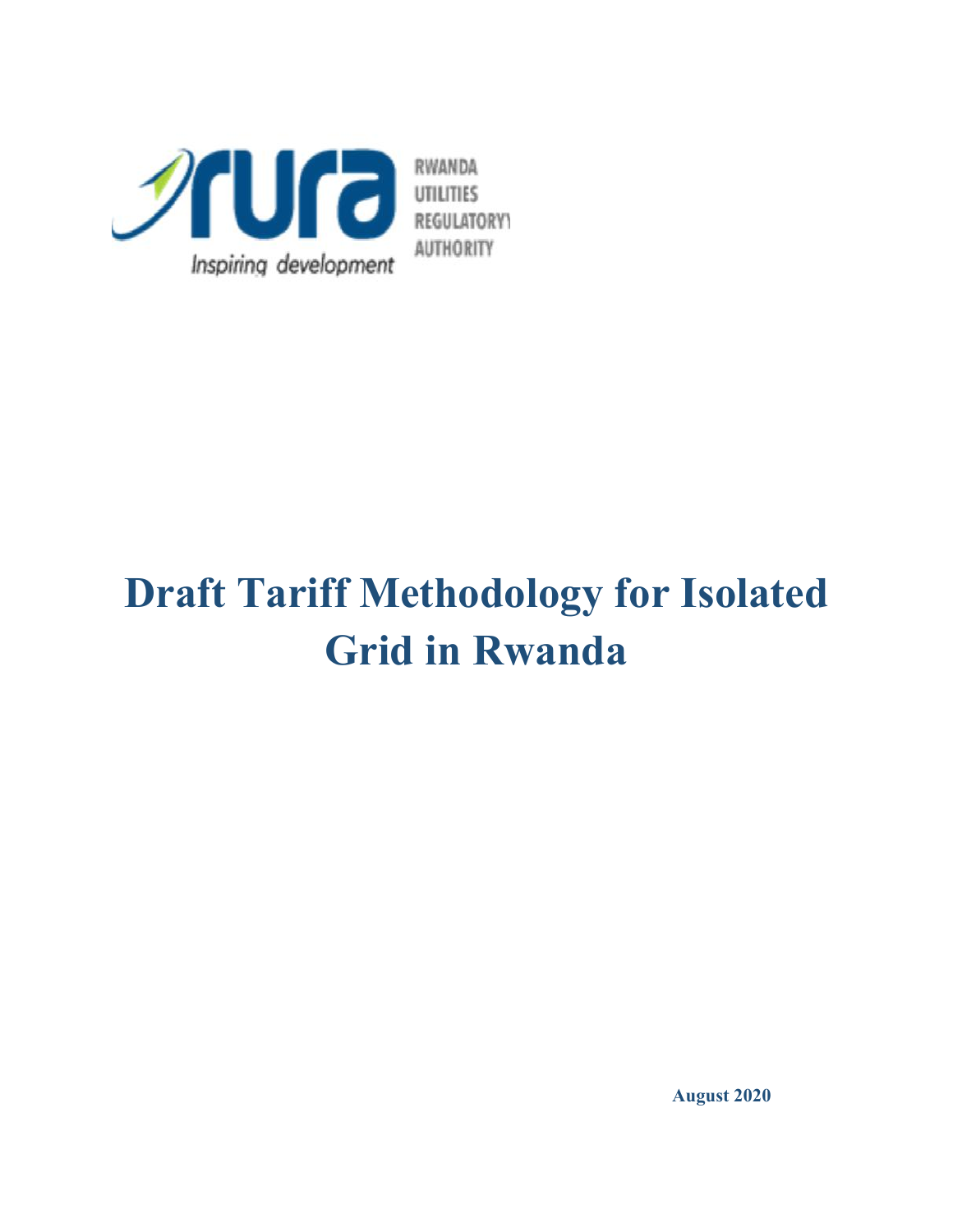RWANDA UTILITIES REGULATORY AUTHORITY

Inspiring development

# Draft Tariff Methodology for Isolated Grid in Rwanda

**August 2020**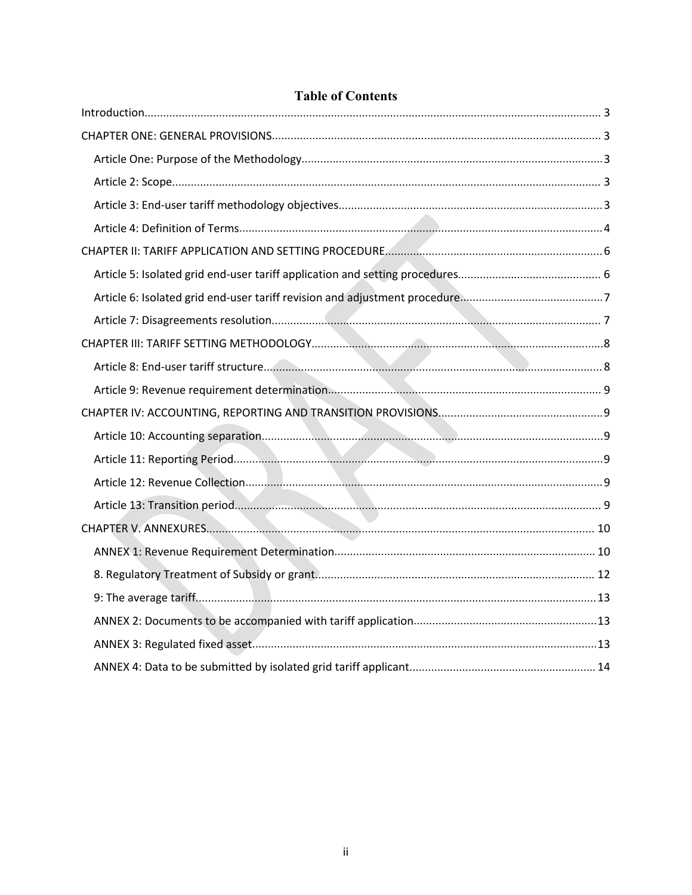# Table of Contents

Introduction.................................................................................................................................... 3

CHAPTER ONE: GENERAL PROVISIONS......................................................................................... 3

Article One: Purpose of the Methodology................................................................................3

Article 2: Scope........................................................................................................................ 3

Article 3: End-user tariff methodology objectives....................................................................3

Article 4: Definition of Terms....................................................................................................4

CHAPTER II: TARIFF APPLICATION AND SETTING PROCEDURE.....................................................6

Article 5: Isolated grid end-user tariff application and setting procedures............................................. 6

Article 6: Isolated grid end-user tariff revision and adjustment procedure.............................................7

Article 7: Disagreements resolution......................................................................................... 7

CHAPTER III: TARIFF SETTING METHODOLOGY.............................................................................8

Article 8: End-user tariff structure............................................................................................8

Article 9: Revenue requirement determination....................................................................... 9

CHAPTER IV: ACCOUNTING, REPORTING AND TRANSITION PROVISIONS.....................................9

Article 10: Accounting separation............................................................................................9

Article 11: Reporting Period......................................................................................................9

Article 12: Revenue Collection..................................................................................................9

Article 13: Transition period..................................................................................................... 9

CHAPTER V. ANNEXURES............................................................................................................ 10

ANNEX 1: Revenue Requirement Determination................................................................... 10

8. Regulatory Treatment of Subsidy or grant......................................................................... 12

9: The average tariff................................................................................................................13

ANNEX 2: Documents to be accompanied with tariff application...........................................13

ANNEX 3: Regulated fixed asset..............................................................................................13

ANNEX 4: Data to be submitted by isolated grid tariff applicant........................................................... 14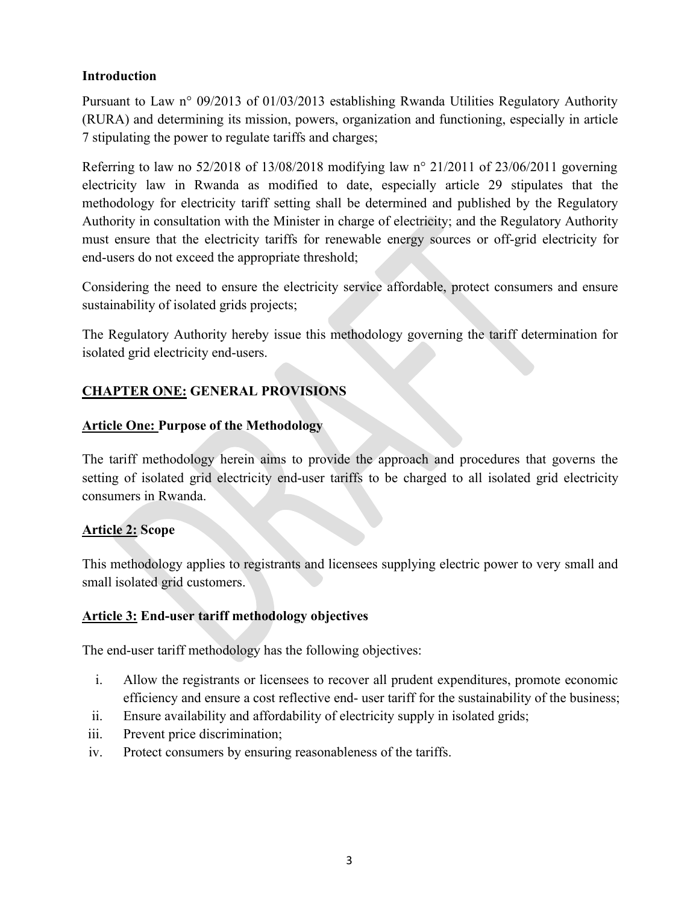**Introduction**

Pursuant to Law n° 09/2013 of 01/03/2013 establishing Rwanda Utilities Regulatory Authority (RURA) and determining its mission, powers, organization and functioning, especially in article 7 stipulating the power to regulate tariffs and charges;

Referring to law no 52/2018 of 13/08/2018 modifying law n° 21/2011 of 23/06/2011 governing electricity law in Rwanda as modified to date, especially article 29 stipulates that the methodology for electricity tariff setting shall be determined and published by the Regulatory Authority in consultation with the Minister in charge of electricity; and the Regulatory Authority must ensure that the electricity tariffs for renewable energy sources or off-grid electricity for end-users do not exceed the appropriate threshold;

Considering the need to ensure the electricity service affordable, protect consumers and ensure sustainability of isolated grids projects;

The Regulatory Authority hereby issue this methodology governing the tariff determination for isolated grid electricity end-users.

## <u>CHAPTER ONE:</u> GENERAL PROVISIONS

### <u>Article One:</u> Purpose of the Methodology

The tariff methodology herein aims to provide the approach and procedures that governs the setting of isolated grid electricity end-user tariffs to be charged to all isolated grid electricity consumers in Rwanda.

### <u>Article 2:</u> Scope

This methodology applies to registrants and licensees supplying electric power to very small and small isolated grid customers.

### <u>Article 3:</u> End-user tariff methodology objectives

The end-user tariff methodology has the following objectives:

i. Allow the registrants or licensees to recover all prudent expenditures, promote economic efficiency and ensure a cost reflective end- user tariff for the sustainability of the business;
ii. Ensure availability and affordability of electricity supply in isolated grids;
iii. Prevent price discrimination;
iv. Protect consumers by ensuring reasonableness of the tariffs.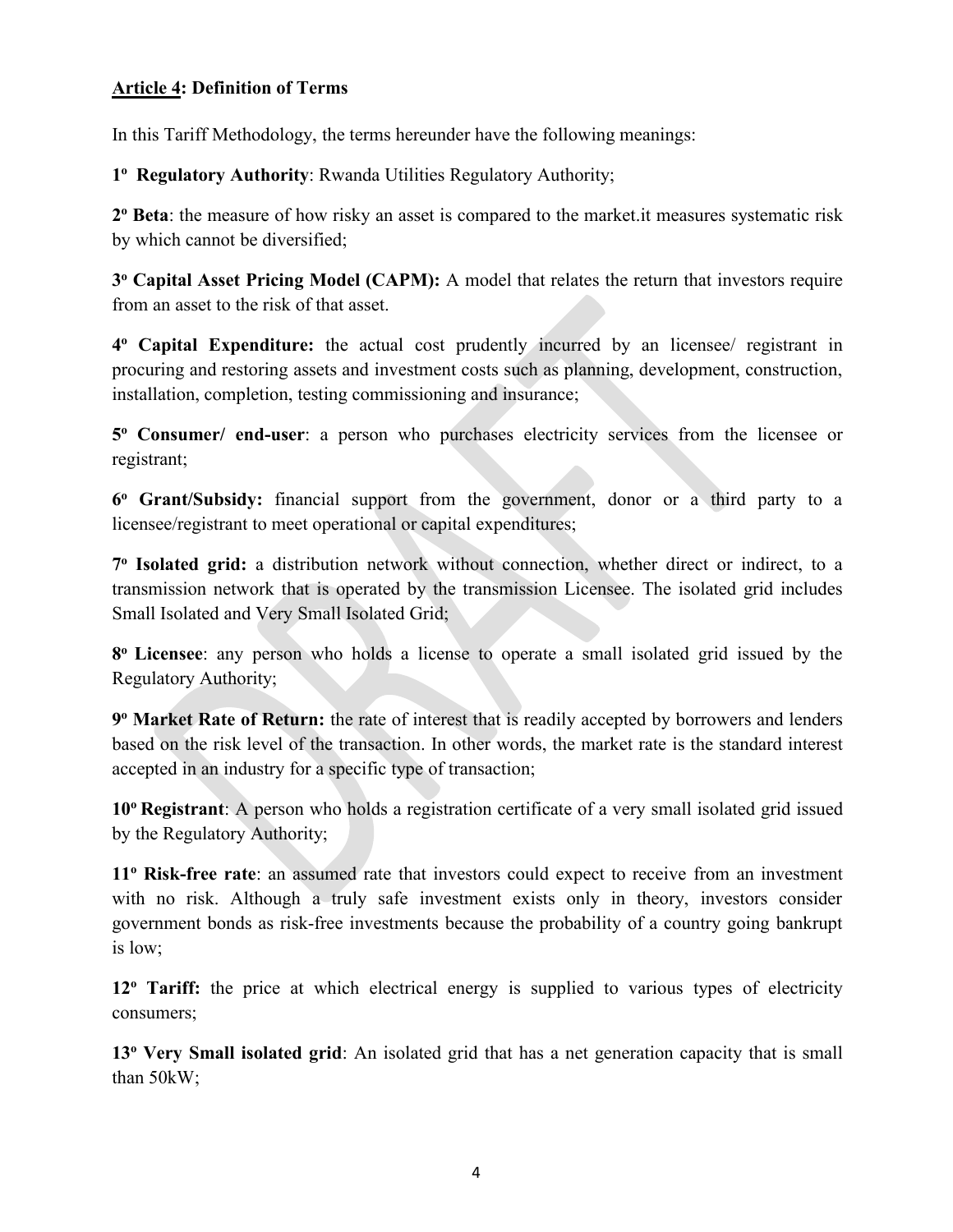**Article 4: Definition of Terms**

In this Tariff Methodology, the terms hereunder have the following meanings:

**1º Regulatory Authority**: Rwanda Utilities Regulatory Authority;

**2º Beta**: the measure of how risky an asset is compared to the market.it measures systematic risk by which cannot be diversified;

**3º Capital Asset Pricing Model (CAPM):** A model that relates the return that investors require from an asset to the risk of that asset.

**4º Capital Expenditure:** the actual cost prudently incurred by an licensee/ registrant in procuring and restoring assets and investment costs such as planning, development, construction, installation, completion, testing commissioning and insurance;

**5º Consumer/ end-user**: a person who purchases electricity services from the licensee or registrant;

**6º Grant/Subsidy:** financial support from the government, donor or a third party to a licensee/registrant to meet operational or capital expenditures;

**7º Isolated grid:** a distribution network without connection, whether direct or indirect, to a transmission network that is operated by the transmission Licensee. The isolated grid includes Small Isolated and Very Small Isolated Grid;

**8º Licensee**: any person who holds a license to operate a small isolated grid issued by the Regulatory Authority;

**9º Market Rate of Return:** the rate of interest that is readily accepted by borrowers and lenders based on the risk level of the transaction. In other words, the market rate is the standard interest accepted in an industry for a specific type of transaction;

**10º Registrant**: A person who holds a registration certificate of a very small isolated grid issued by the Regulatory Authority;

**11º Risk-free rate**: an assumed rate that investors could expect to receive from an investment with no risk. Although a truly safe investment exists only in theory, investors consider government bonds as risk-free investments because the probability of a country going bankrupt is low;

**12º Tariff:** the price at which electrical energy is supplied to various types of electricity consumers;

**13º Very Small isolated grid**: An isolated grid that has a net generation capacity that is small than 50kW;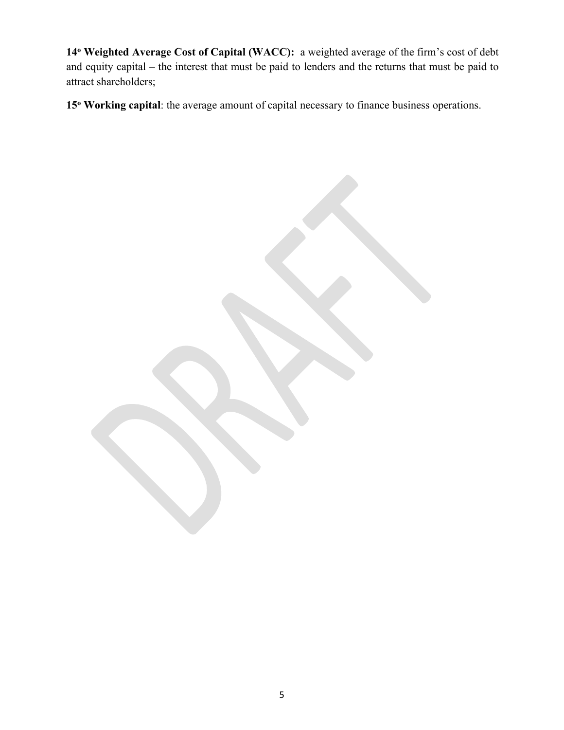**14º Weighted Average Cost of Capital (WACC):** a weighted average of the firm's cost of debt and equity capital – the interest that must be paid to lenders and the returns that must be paid to attract shareholders;

**15º Working capital**: the average amount of capital necessary to finance business operations.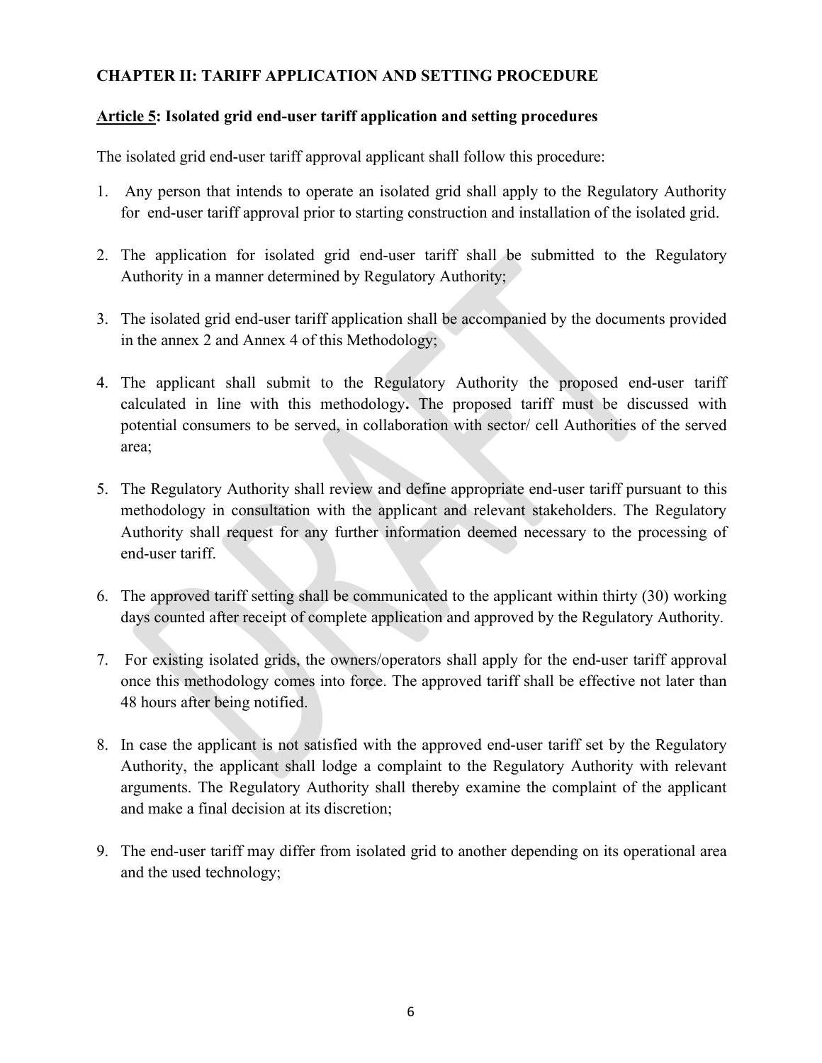## CHAPTER II: TARIFF APPLICATION AND SETTING PROCEDURE

### Article 5: Isolated grid end-user tariff application and setting procedures

The isolated grid end-user tariff approval applicant shall follow this procedure:

1. Any person that intends to operate an isolated grid shall apply to the Regulatory Authority for end-user tariff approval prior to starting construction and installation of the isolated grid.

2. The application for isolated grid end-user tariff shall be submitted to the Regulatory Authority in a manner determined by Regulatory Authority;

3. The isolated grid end-user tariff application shall be accompanied by the documents provided in the annex 2 and Annex 4 of this Methodology;

4. The applicant shall submit to the Regulatory Authority the proposed end-user tariff calculated in line with this methodology**.** The proposed tariff must be discussed with potential consumers to be served, in collaboration with sector/ cell Authorities of the served area;

5. The Regulatory Authority shall review and define appropriate end-user tariff pursuant to this methodology in consultation with the applicant and relevant stakeholders. The Regulatory Authority shall request for any further information deemed necessary to the processing of end-user tariff.

6. The approved tariff setting shall be communicated to the applicant within thirty (30) working days counted after receipt of complete application and approved by the Regulatory Authority.

7. For existing isolated grids, the owners/operators shall apply for the end-user tariff approval once this methodology comes into force. The approved tariff shall be effective not later than 48 hours after being notified.

8. In case the applicant is not satisfied with the approved end-user tariff set by the Regulatory Authority, the applicant shall lodge a complaint to the Regulatory Authority with relevant arguments. The Regulatory Authority shall thereby examine the complaint of the applicant and make a final decision at its discretion;

9. The end-user tariff may differ from isolated grid to another depending on its operational area and the used technology;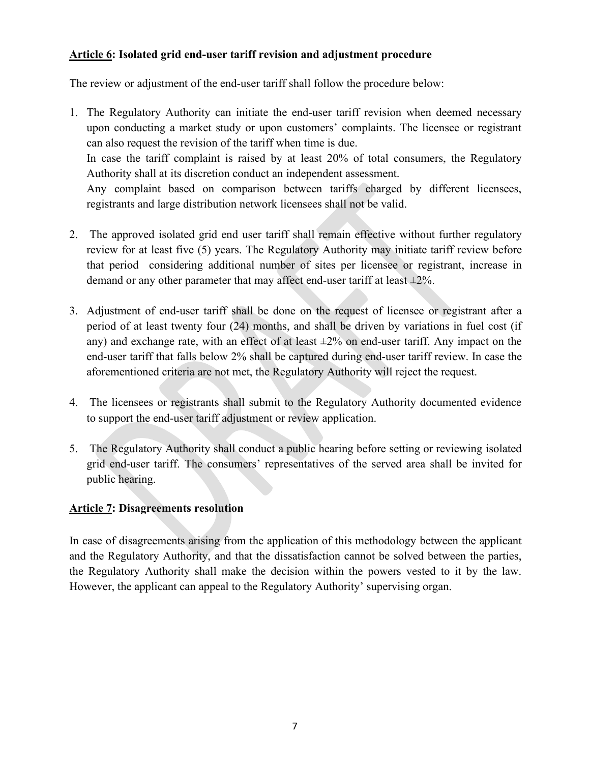**<u>Article 6</u>: Isolated grid end-user tariff revision and adjustment procedure**

The review or adjustment of the end-user tariff shall follow the procedure below:

1. The Regulatory Authority can initiate the end-user tariff revision when deemed necessary upon conducting a market study or upon customers' complaints. The licensee or registrant can also request the revision of the tariff when time is due.
   In case the tariff complaint is raised by at least 20% of total consumers, the Regulatory Authority shall at its discretion conduct an independent assessment.
   Any complaint based on comparison between tariffs charged by different licensees, registrants and large distribution network licensees shall not be valid.

2. The approved isolated grid end user tariff shall remain effective without further regulatory review for at least five (5) years. The Regulatory Authority may initiate tariff review before that period considering additional number of sites per licensee or registrant, increase in demand or any other parameter that may affect end-user tariff at least ±2%.

3. Adjustment of end-user tariff shall be done on the request of licensee or registrant after a period of at least twenty four (24) months, and shall be driven by variations in fuel cost (if any) and exchange rate, with an effect of at least ±2% on end-user tariff. Any impact on the end-user tariff that falls below 2% shall be captured during end-user tariff review. In case the aforementioned criteria are not met, the Regulatory Authority will reject the request.

4. The licensees or registrants shall submit to the Regulatory Authority documented evidence to support the end-user tariff adjustment or review application.

5. The Regulatory Authority shall conduct a public hearing before setting or reviewing isolated grid end-user tariff. The consumers' representatives of the served area shall be invited for public hearing.

**<u>Article 7</u>: Disagreements resolution**

In case of disagreements arising from the application of this methodology between the applicant and the Regulatory Authority, and that the dissatisfaction cannot be solved between the parties, the Regulatory Authority shall make the decision within the powers vested to it by the law. However, the applicant can appeal to the Regulatory Authority' supervising organ.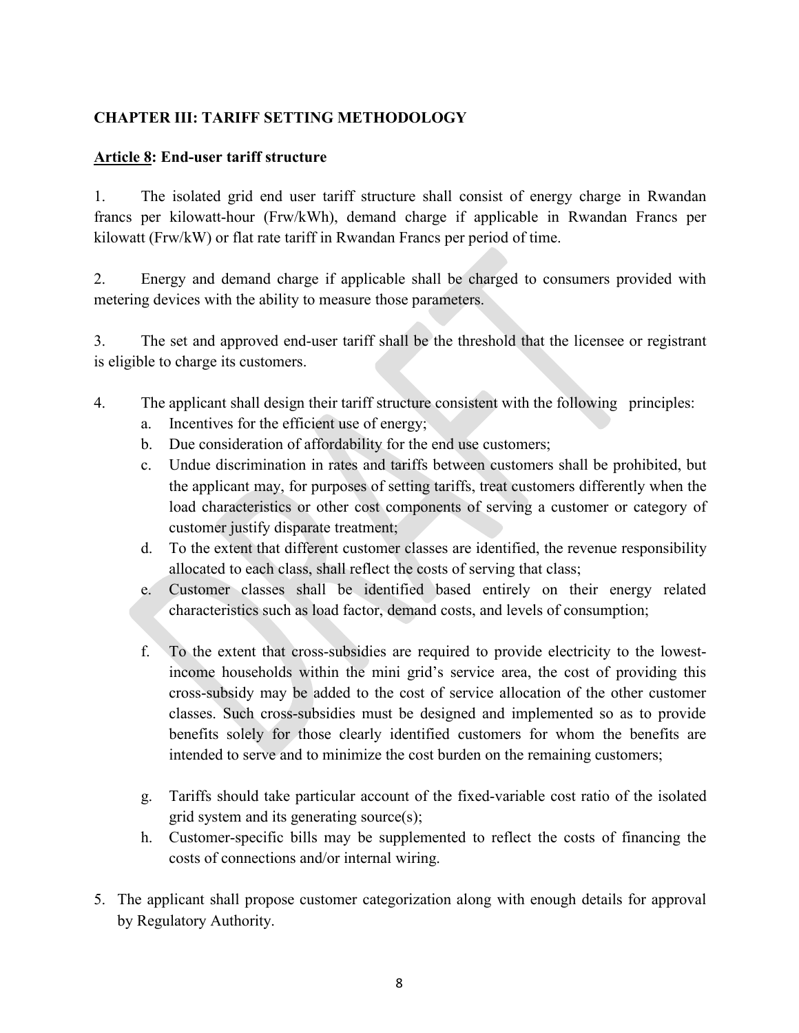**CHAPTER III: TARIFF SETTING METHODOLOGY**

**<u>Article 8</u>: End-user tariff structure**

1. The isolated grid end user tariff structure shall consist of energy charge in Rwandan francs per kilowatt-hour (Frw/kWh), demand charge if applicable in Rwandan Francs per kilowatt (Frw/kW) or flat rate tariff in Rwandan Francs per period of time.

2. Energy and demand charge if applicable shall be charged to consumers provided with metering devices with the ability to measure those parameters.

3. The set and approved end-user tariff shall be the threshold that the licensee or registrant is eligible to charge its customers.

4. The applicant shall design their tariff structure consistent with the following principles:
   a. Incentives for the efficient use of energy;
   b. Due consideration of affordability for the end use customers;
   c. Undue discrimination in rates and tariffs between customers shall be prohibited, but the applicant may, for purposes of setting tariffs, treat customers differently when the load characteristics or other cost components of serving a customer or category of customer justify disparate treatment;
   d. To the extent that different customer classes are identified, the revenue responsibility allocated to each class, shall reflect the costs of serving that class;
   e. Customer classes shall be identified based entirely on their energy related characteristics such as load factor, demand costs, and levels of consumption;
   f. To the extent that cross-subsidies are required to provide electricity to the lowest-income households within the mini grid's service area, the cost of providing this cross-subsidy may be added to the cost of service allocation of the other customer classes. Such cross-subsidies must be designed and implemented so as to provide benefits solely for those clearly identified customers for whom the benefits are intended to serve and to minimize the cost burden on the remaining customers;
   g. Tariffs should take particular account of the fixed-variable cost ratio of the isolated grid system and its generating source(s);
   h. Customer-specific bills may be supplemented to reflect the costs of financing the costs of connections and/or internal wiring.

5. The applicant shall propose customer categorization along with enough details for approval by Regulatory Authority.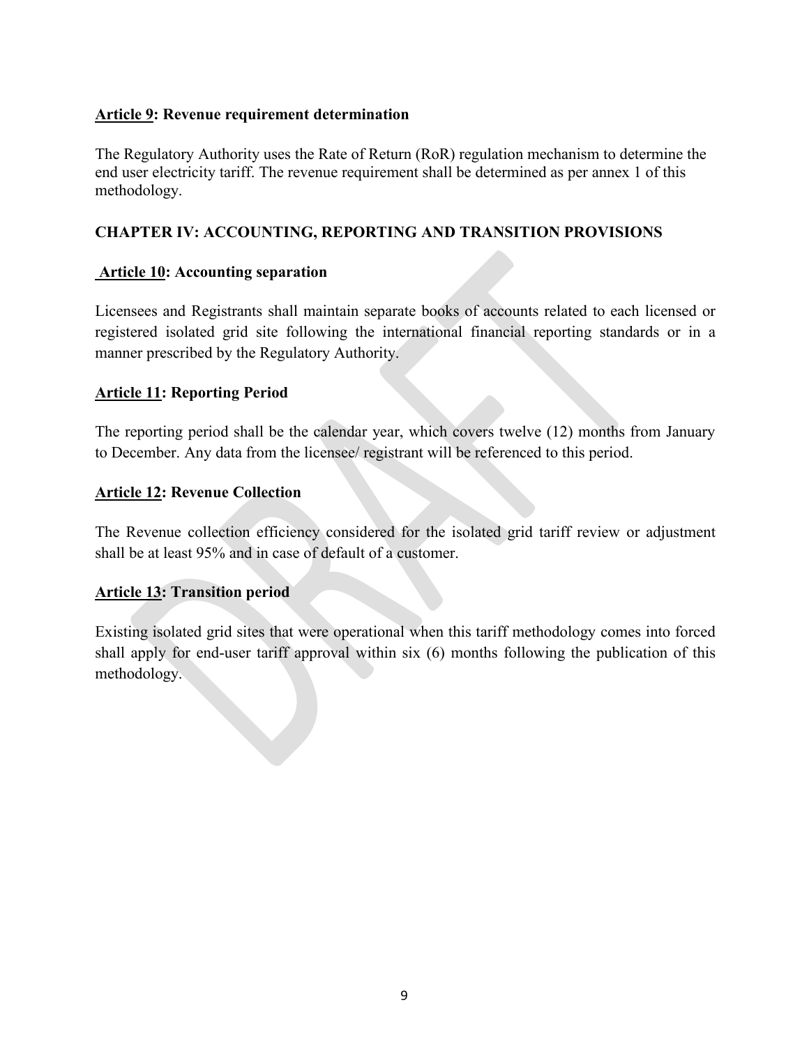**Article 9: Revenue requirement determination**

The Regulatory Authority uses the Rate of Return (RoR) regulation mechanism to determine the end user electricity tariff. The revenue requirement shall be determined as per annex 1 of this methodology.

## CHAPTER IV: ACCOUNTING, REPORTING AND TRANSITION PROVISIONS

**Article 10: Accounting separation**

Licensees and Registrants shall maintain separate books of accounts related to each licensed or registered isolated grid site following the international financial reporting standards or in a manner prescribed by the Regulatory Authority.

**Article 11: Reporting Period**

The reporting period shall be the calendar year, which covers twelve (12) months from January to December. Any data from the licensee/ registrant will be referenced to this period.

**Article 12: Revenue Collection**

The Revenue collection efficiency considered for the isolated grid tariff review or adjustment shall be at least 95% and in case of default of a customer.

**Article 13: Transition period**

Existing isolated grid sites that were operational when this tariff methodology comes into forced shall apply for end-user tariff approval within six (6) months following the publication of this methodology.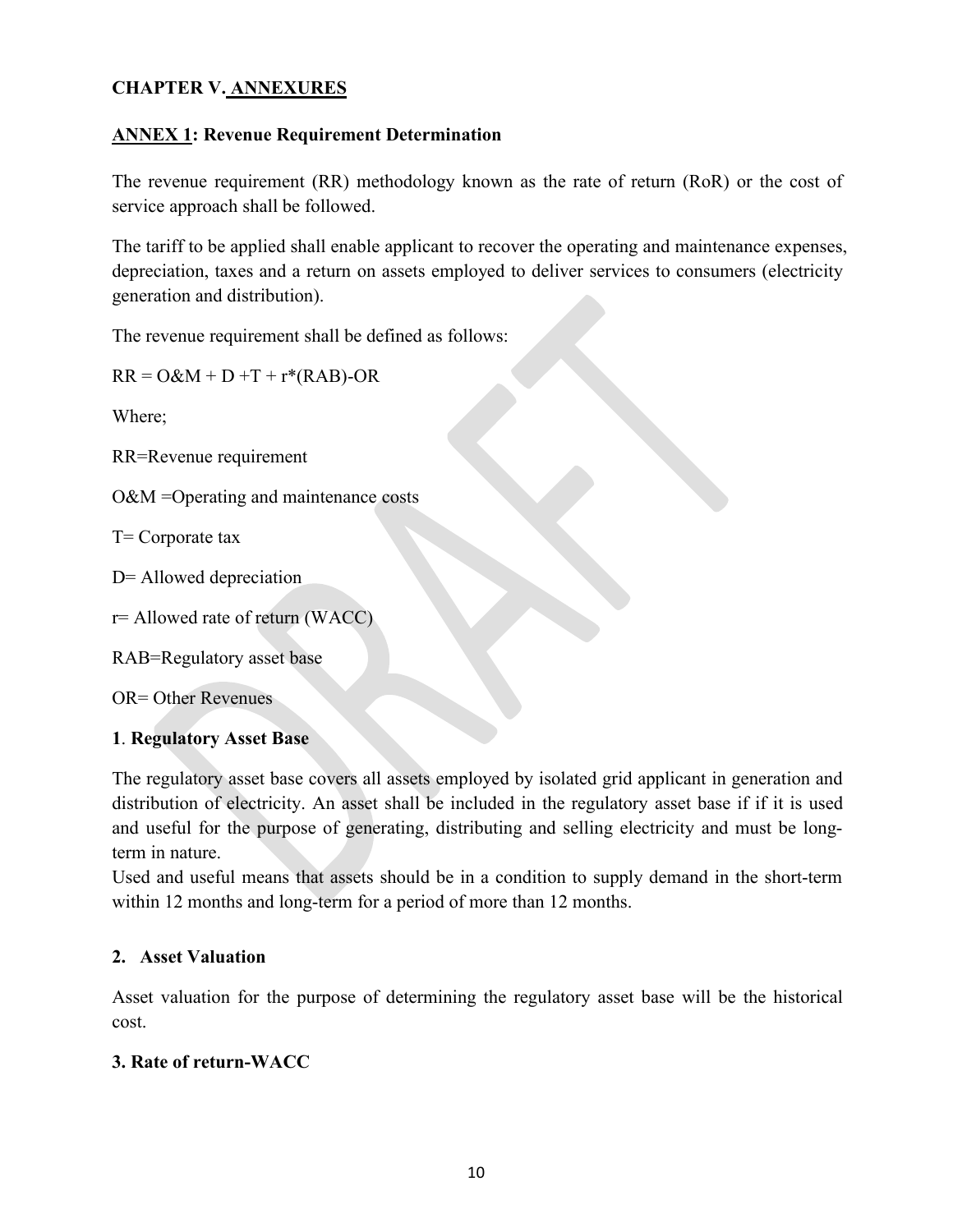## CHAPTER V. ANNEXURES

### ANNEX 1: Revenue Requirement Determination

The revenue requirement (RR) methodology known as the rate of return (RoR) or the cost of service approach shall be followed.

The tariff to be applied shall enable applicant to recover the operating and maintenance expenses, depreciation, taxes and a return on assets employed to deliver services to consumers (electricity generation and distribution).

The revenue requirement shall be defined as follows:

$$RR = O\&M + D + T + r*(RAB) - OR$$

Where;

RR=Revenue requirement

O&M =Operating and maintenance costs

T= Corporate tax

D= Allowed depreciation

r= Allowed rate of return (WACC)

RAB=Regulatory asset base

OR= Other Revenues

#### 1. Regulatory Asset Base

The regulatory asset base covers all assets employed by isolated grid applicant in generation and distribution of electricity. An asset shall be included in the regulatory asset base if if it is used and useful for the purpose of generating, distributing and selling electricity and must be long-term in nature.

Used and useful means that assets should be in a condition to supply demand in the short-term within 12 months and long-term for a period of more than 12 months.

#### 2. Asset Valuation

Asset valuation for the purpose of determining the regulatory asset base will be the historical cost.

#### 3. Rate of return-WACC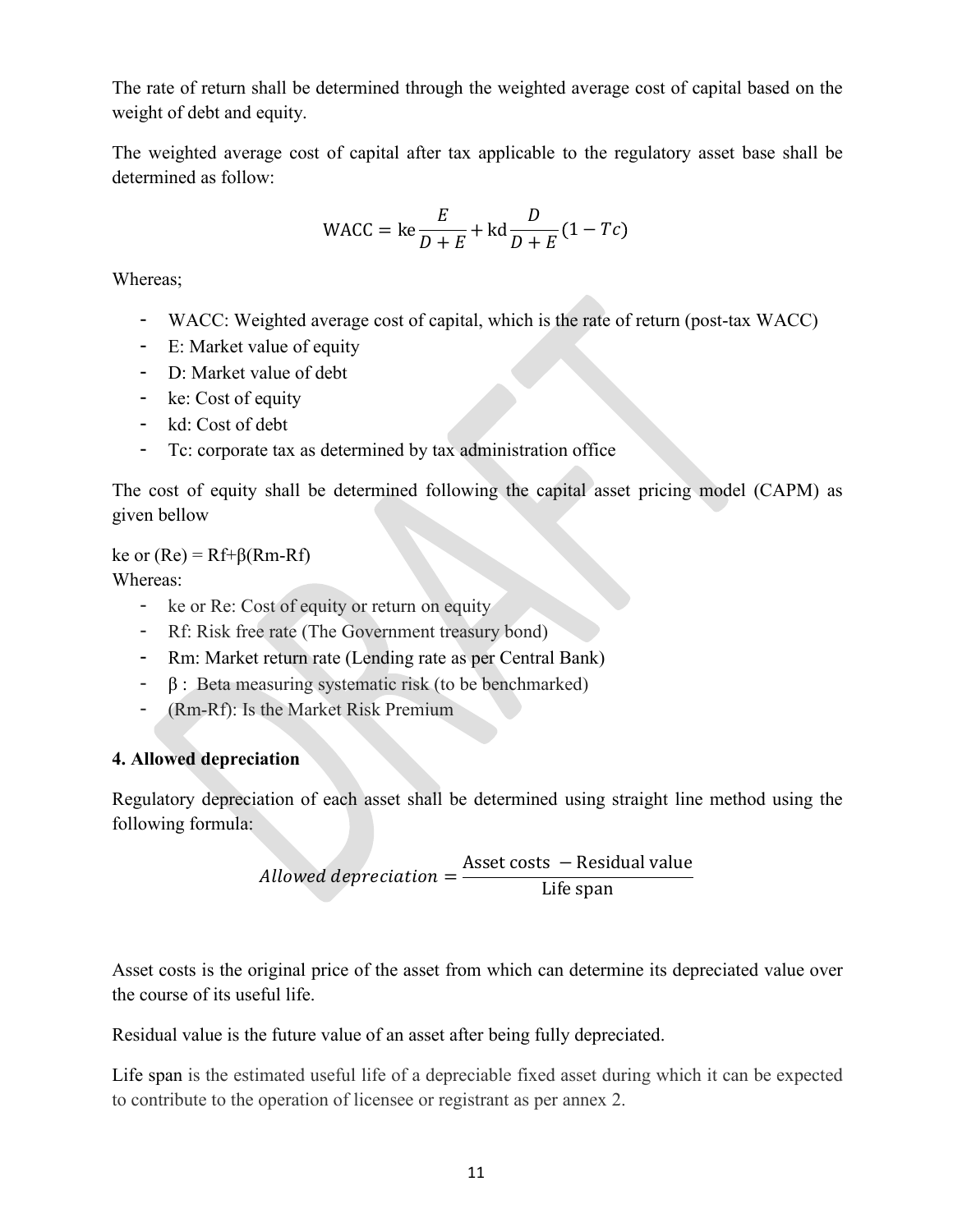The rate of return shall be determined through the weighted average cost of capital based on the weight of debt and equity.

The weighted average cost of capital after tax applicable to the regulatory asset base shall be determined as follow:

$$\text{WACC} = \text{ke}\frac{E}{D+E} + \text{kd}\frac{D}{D+E}(1 - Tc)$$

Whereas;

- WACC: Weighted average cost of capital, which is the rate of return (post-tax WACC)
- E: Market value of equity
- D: Market value of debt
- ke: Cost of equity
- kd: Cost of debt
- Tc: corporate tax as determined by tax administration office

The cost of equity shall be determined following the capital asset pricing model (CAPM) as given bellow

ke or (Re) = Rf+β(Rm-Rf)

Whereas:

- ke or Re: Cost of equity or return on equity
- Rf: Risk free rate (The Government treasury bond)
- Rm: Market return rate (Lending rate as per Central Bank)
- β : Beta measuring systematic risk (to be benchmarked)
- (Rm-Rf): Is the Market Risk Premium

**4. Allowed depreciation**

Regulatory depreciation of each asset shall be determined using straight line method using the following formula:

$$\textit{Allowed depreciation} = \frac{\text{Asset costs } - \text{Residual value}}{\text{Life span}}$$

Asset costs is the original price of the asset from which can determine its depreciated value over the course of its useful life.

Residual value is the future value of an asset after being fully depreciated.

Life span is the estimated useful life of a depreciable fixed asset during which it can be expected to contribute to the operation of licensee or registrant as per annex 2.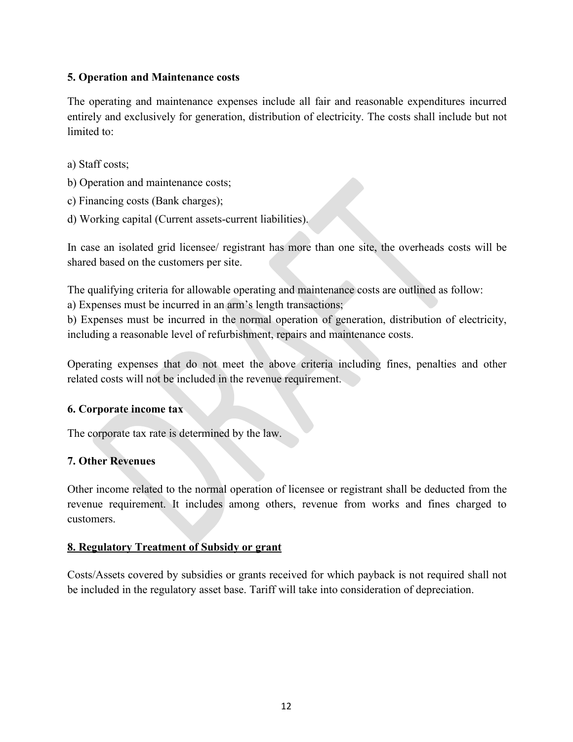### 5. Operation and Maintenance costs

The operating and maintenance expenses include all fair and reasonable expenditures incurred entirely and exclusively for generation, distribution of electricity. The costs shall include but not limited to:

a) Staff costs;

b) Operation and maintenance costs;

c) Financing costs (Bank charges);

d) Working capital (Current assets-current liabilities).

In case an isolated grid licensee/ registrant has more than one site, the overheads costs will be shared based on the customers per site.

The qualifying criteria for allowable operating and maintenance costs are outlined as follow:
a) Expenses must be incurred in an arm's length transactions;
b) Expenses must be incurred in the normal operation of generation, distribution of electricity, including a reasonable level of refurbishment, repairs and maintenance costs.

Operating expenses that do not meet the above criteria including fines, penalties and other related costs will not be included in the revenue requirement.

### 6. Corporate income tax

The corporate tax rate is determined by the law.

### 7. Other Revenues

Other income related to the normal operation of licensee or registrant shall be deducted from the revenue requirement. It includes among others, revenue from works and fines charged to customers.

### <u>8. Regulatory Treatment of Subsidy or grant</u>

Costs/Assets covered by subsidies or grants received for which payback is not required shall not be included in the regulatory asset base. Tariff will take into consideration of depreciation.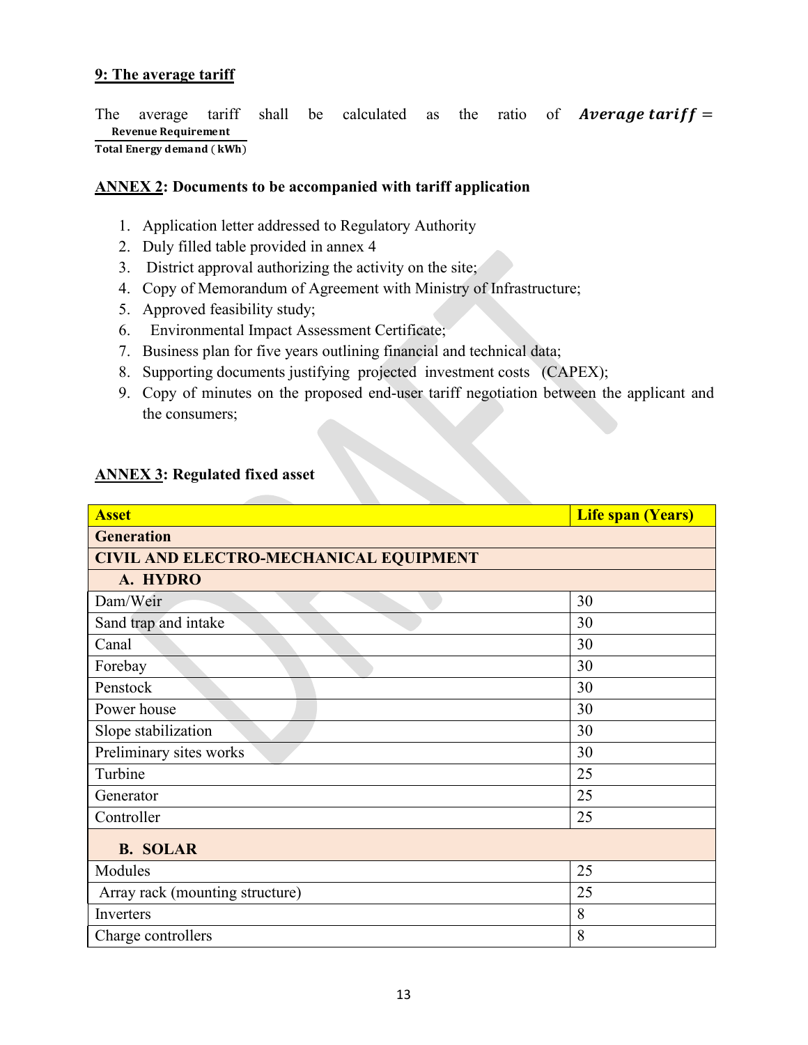**9: The average tariff**

The average tariff shall be calculated as the ratio of $\textit{Average tariff} = \frac{\textbf{Revenue Requirement}}{\textbf{Total Energy demand (kWh)}}$

**ANNEX 2: Documents to be accompanied with tariff application**

1. Application letter addressed to Regulatory Authority
2. Duly filled table provided in annex 4
3. District approval authorizing the activity on the site;
4. Copy of Memorandum of Agreement with Ministry of Infrastructure;
5. Approved feasibility study;
6. Environmental Impact Assessment Certificate;
7. Business plan for five years outlining financial and technical data;
8. Supporting documents justifying projected investment costs (CAPEX);
9. Copy of minutes on the proposed end-user tariff negotiation between the applicant and the consumers;

**ANNEX 3: Regulated fixed asset**

| Asset | Life span (Years) |
|---|---|
| **Generation** | |
| **CIVIL AND ELECTRO-MECHANICAL EQUIPMENT** | |
| **A. HYDRO** | |
| Dam/Weir | 30 |
| Sand trap and intake | 30 |
| Canal | 30 |
| Forebay | 30 |
| Penstock | 30 |
| Power house | 30 |
| Slope stabilization | 30 |
| Preliminary sites works | 30 |
| Turbine | 25 |
| Generator | 25 |
| Controller | 25 |
| **B. SOLAR** | |
| Modules | 25 |
| Array rack (mounting structure) | 25 |
| Inverters | 8 |
| Charge controllers | 8 |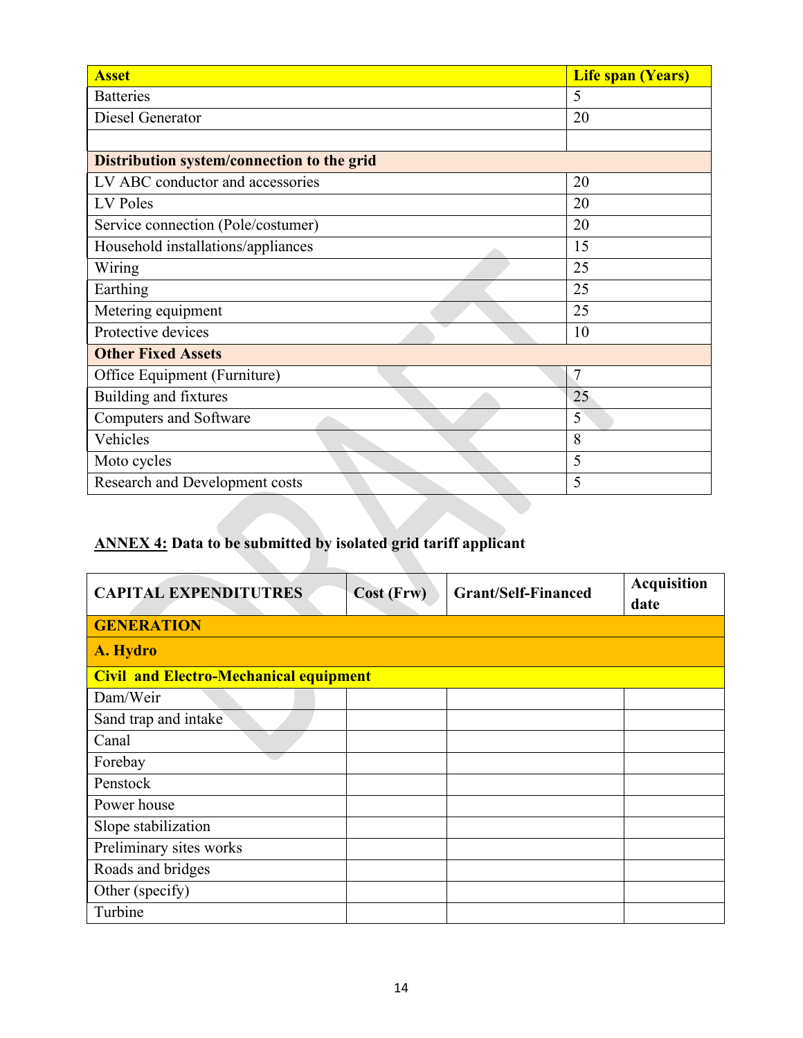| Asset | Life span (Years) |
|---|---|
| Batteries | 5 |
| Diesel Generator | 20 |
| | |
| **Distribution system/connection to the grid** | |
| LV ABC conductor and accessories | 20 |
| LV Poles | 20 |
| Service connection (Pole/costumer) | 20 |
| Household installations/appliances | 15 |
| Wiring | 25 |
| Earthing | 25 |
| Metering equipment | 25 |
| Protective devices | 10 |
| **Other Fixed Assets** | |
| Office Equipment (Furniture) | 7 |
| Building and fixtures | 25 |
| Computers and Software | 5 |
| Vehicles | 8 |
| Moto cycles | 5 |
| Research and Development costs | 5 |

**ANNEX 4: Data to be submitted by isolated grid tariff applicant**

| CAPITAL EXPENDITUTRES | Cost (Frw) | Grant/Self-Financed | Acquisition date |
|---|---|---|---|
| **GENERATION** | | | |
| **A. Hydro** | | | |
| **Civil and Electro-Mechanical equipment** | | | |
| Dam/Weir | | | |
| Sand trap and intake | | | |
| Canal | | | |
| Forebay | | | |
| Penstock | | | |
| Power house | | | |
| Slope stabilization | | | |
| Preliminary sites works | | | |
| Roads and bridges | | | |
| Other (specify) | | | |
| Turbine | | | |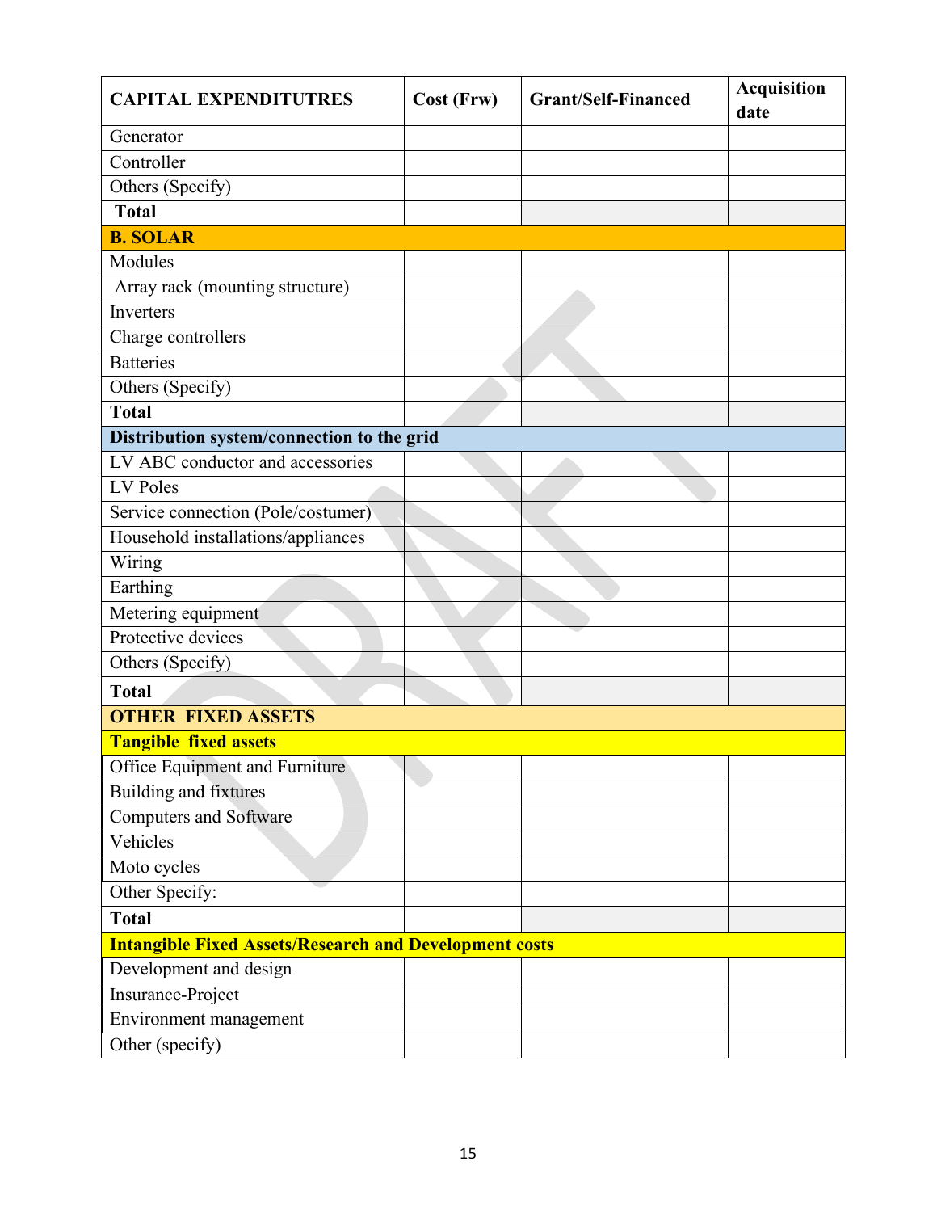| CAPITAL EXPENDITUTRES | Cost (Frw) | Grant/Self-Financed | Acquisition date |
|---|---|---|---|
| Generator | | | |
| Controller | | | |
| Others (Specify) | | | |
| **Total** | | | |
| **B. SOLAR** | | | |
| Modules | | | |
| Array rack (mounting structure) | | | |
| Inverters | | | |
| Charge controllers | | | |
| Batteries | | | |
| Others (Specify) | | | |
| **Total** | | | |
| **Distribution system/connection to the grid** | | | |
| LV ABC conductor and accessories | | | |
| LV Poles | | | |
| Service connection (Pole/costumer) | | | |
| Household installations/appliances | | | |
| Wiring | | | |
| Earthing | | | |
| Metering equipment | | | |
| Protective devices | | | |
| Others (Specify) | | | |
| **Total** | | | |
| **OTHER FIXED ASSETS** | | | |
| **Tangible fixed assets** | | | |
| Office Equipment and Furniture | | | |
| Building and fixtures | | | |
| Computers and Software | | | |
| Vehicles | | | |
| Moto cycles | | | |
| Other Specify: | | | |
| **Total** | | | |
| **Intangible Fixed Assets/Research and Development costs** | | | |
| Development and design | | | |
| Insurance-Project | | | |
| Environment management | | | |
| Other (specify) | | | |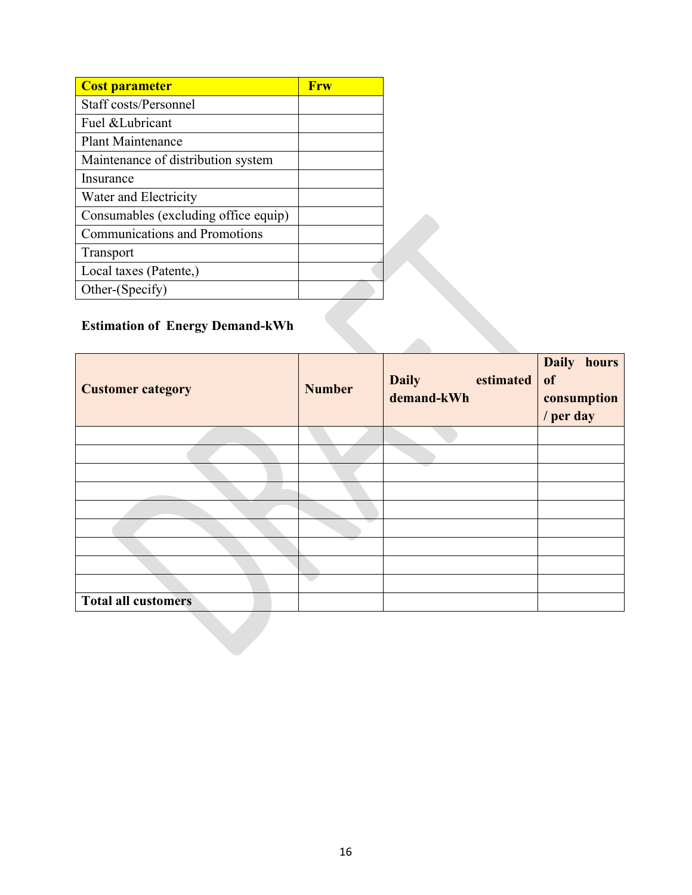| Cost parameter | Frw |
|---|---|
| Staff costs/Personnel | |
| Fuel &Lubricant | |
| Plant Maintenance | |
| Maintenance of distribution system | |
| Insurance | |
| Water and Electricity | |
| Consumables (excluding office equip) | |
| Communications and Promotions | |
| Transport | |
| Local taxes (Patente,) | |
| Other-(Specify) | |

**Estimation of Energy Demand-kWh**

| Customer category | Number | Daily estimated demand-kWh | Daily hours of consumption / per day |
|---|---|---|---|
| | | | |
| | | | |
| | | | |
| | | | |
| | | | |
| | | | |
| | | | |
| | | | |
| | | | |
| **Total all customers** | | | |